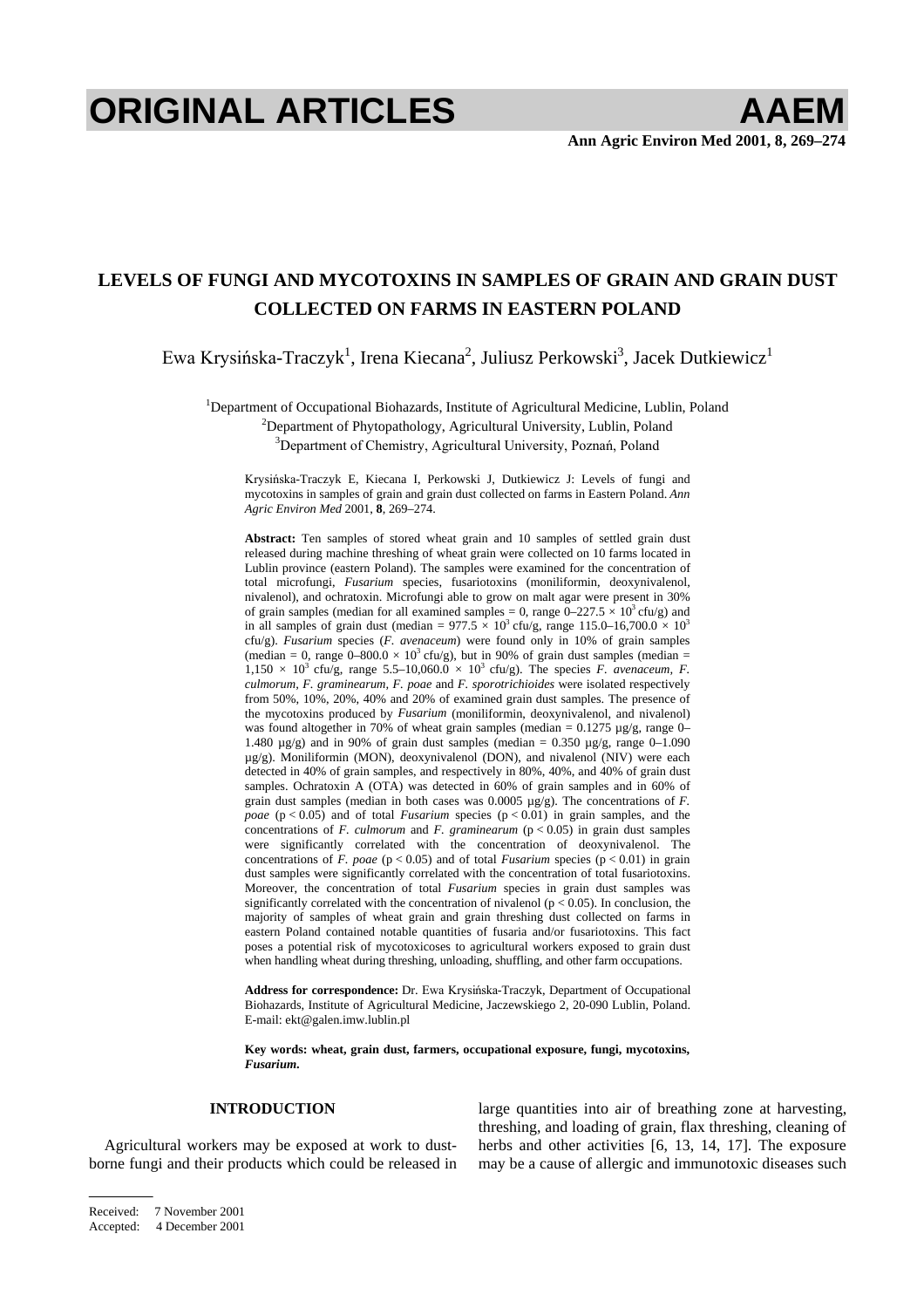# LEVELS OF FUNGI AND MYCOTOXINS IN SAMPLES OF GRAIN AND GRAIN DUST COLLECTED ON FARMS IN EASTERN POLAND

Ewa Krysińska-Traczyk[1], Irena Kiecana[2], Juliusz Perkowski[3], Jacek Dutkiewicz[1]

[1]Department of Occupational Biohazards, Institute of Agricultural Medicine, Lublin, Poland
[2]Department of Phytopathology, Agricultural University, Lublin, Poland
[3]Department of Chemistry, Agricultural University, Poznań, Poland

Krysińska-Traczyk E, Kiecana I, Perkowski J, Dutkiewicz J: Levels of fungi and mycotoxins in samples of grain and grain dust collected on farms in Eastern Poland. *Ann Agric Environ Med* 2001, **8**, 269–274.

**Abstract:** Ten samples of stored wheat grain and 10 samples of settled grain dust released during machine threshing of wheat grain were collected on 10 farms located in Lublin province (eastern Poland). The samples were examined for the concentration of total microfungi, *Fusarium* species, fusariotoxins (moniliformin, deoxynivalenol, nivalenol), and ochratoxin. Microfungi able to grow on malt agar were present in 30% of grain samples (median for all examined samples = 0, range 0–227.5 × 10$^3$ cfu/g) and in all samples of grain dust (median = 977.5 × 10$^3$ cfu/g, range 115.0–16,700.0 × 10$^3$ cfu/g). *Fusarium* species (*F. avenaceum*) were found only in 10% of grain samples (median = 0, range 0–800.0 × 10$^3$ cfu/g), but in 90% of grain dust samples (median = 1,150 × 10$^3$ cfu/g, range 5.5–10,060.0 × 10$^3$ cfu/g). The species *F. avenaceum*, *F. culmorum*, *F. graminearum*, *F. poae* and *F. sporotrichioides* were isolated respectively from 50%, 10%, 20%, 40% and 20% of examined grain dust samples. The presence of the mycotoxins produced by *Fusarium* (moniliformin, deoxynivalenol, and nivalenol) was found altogether in 70% of wheat grain samples (median = 0.1275 µg/g, range 0–1.480 µg/g) and in 90% of grain dust samples (median = 0.350 µg/g, range 0–1.090 µg/g). Moniliformin (MON), deoxynivalenol (DON), and nivalenol (NIV) were each detected in 40% of grain samples, and respectively in 80%, 40%, and 40% of grain dust samples. Ochratoxin A (OTA) was detected in 60% of grain samples and in 60% of grain dust samples (median in both cases was 0.0005 µg/g). The concentrations of *F. poae* ($p < 0.05$) and of total *Fusarium* species ($p < 0.01$) in grain samples, and the concentrations of *F. culmorum* and *F. graminearum* ($p < 0.05$) in grain dust samples were significantly correlated with the concentration of deoxynivalenol. The concentrations of *F. poae* ($p < 0.05$) and of total *Fusarium* species ($p < 0.01$) in grain dust samples were significantly correlated with the concentration of total fusariotoxins. Moreover, the concentration of total *Fusarium* species in grain dust samples was significantly correlated with the concentration of nivalenol ($p < 0.05$). In conclusion, the majority of samples of wheat grain and grain threshing dust collected on farms in eastern Poland contained notable quantities of fusaria and/or fusariotoxins. This fact poses a potential risk of mycotoxicoses to agricultural workers exposed to grain dust when handling wheat during threshing, unloading, shuffling, and other farm occupations.

**Address for correspondence:** Dr. Ewa Krysińska-Traczyk, Department of Occupational Biohazards, Institute of Agricultural Medicine, Jaczewskiego 2, 20-090 Lublin, Poland. E-mail: ekt@galen.imw.lublin.pl

**Key words: wheat, grain dust, farmers, occupational exposure, fungi, mycotoxins, *Fusarium*.**

## INTRODUCTION

Agricultural workers may be exposed at work to dust-borne fungi and their products which could be released in large quantities into air of breathing zone at harvesting, threshing, and loading of grain, flax threshing, cleaning of herbs and other activities [6, 13, 14, 17]. The exposure may be a cause of allergic and immunotoxic diseases such

Received: 7 November 2001
Accepted: 4 December 2001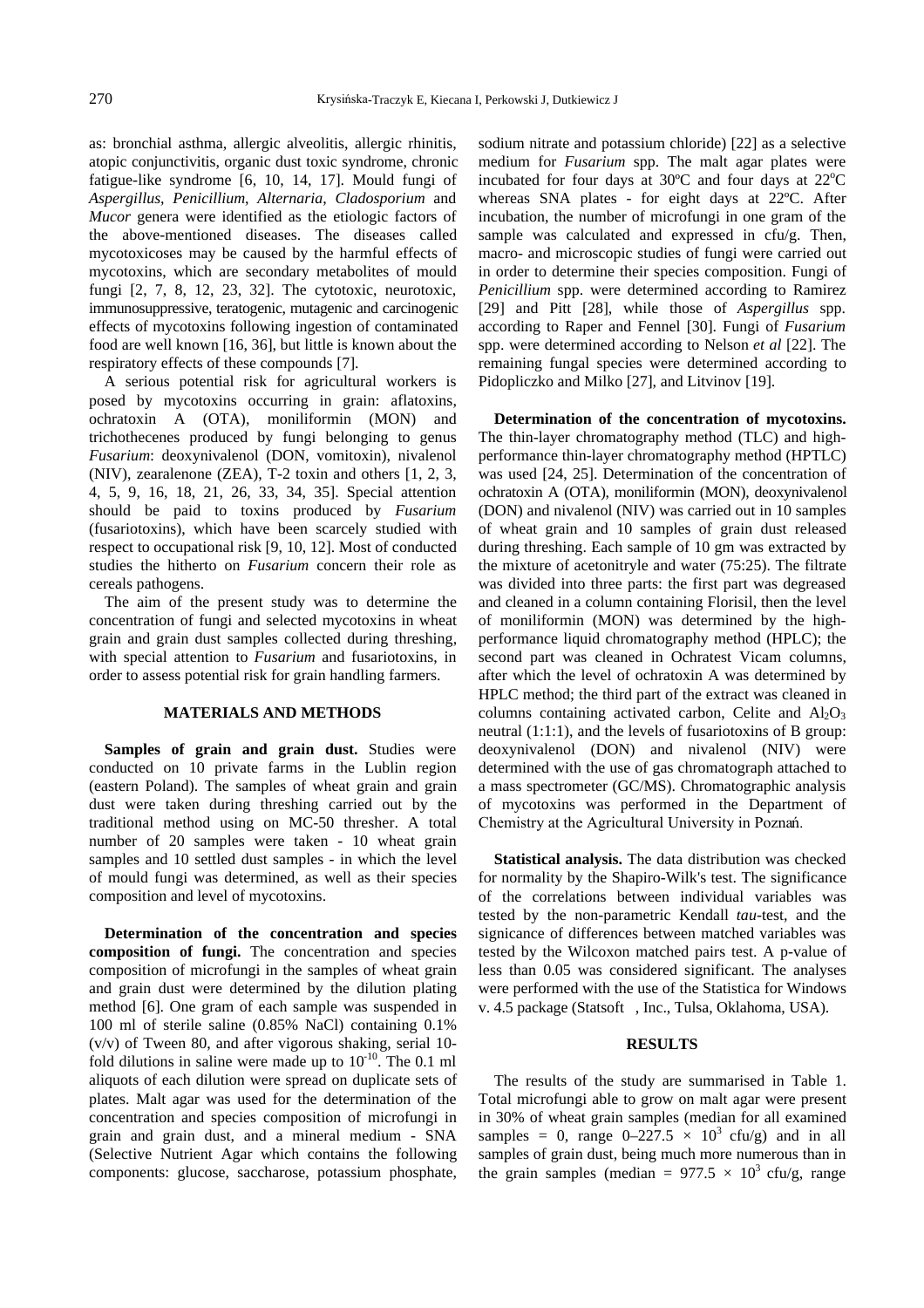as: bronchial asthma, allergic alveolitis, allergic rhinitis, atopic conjunctivitis, organic dust toxic syndrome, chronic fatigue-like syndrome [6, 10, 14, 17]. Mould fungi of *Aspergillus*, *Penicillium*, *Alternaria*, *Cladosporium* and *Mucor* genera were identified as the etiologic factors of the above-mentioned diseases. The diseases called mycotoxicoses may be caused by the harmful effects of mycotoxins, which are secondary metabolites of mould fungi [2, 7, 8, 12, 23, 32]. The cytotoxic, neurotoxic, immunosuppressive, teratogenic, mutagenic and carcinogenic effects of mycotoxins following ingestion of contaminated food are well known [16, 36], but little is known about the respiratory effects of these compounds [7].

A serious potential risk for agricultural workers is posed by mycotoxins occurring in grain: aflatoxins, ochratoxin A (OTA), moniliformin (MON) and trichothecenes produced by fungi belonging to genus *Fusarium*: deoxynivalenol (DON, vomitoxin), nivalenol (NIV), zearalenone (ZEA), T-2 toxin and others [1, 2, 3, 4, 5, 9, 16, 18, 21, 26, 33, 34, 35]. Special attention should be paid to toxins produced by *Fusarium* (fusariotoxins), which have been scarcely studied with respect to occupational risk [9, 10, 12]. Most of conducted studies the hitherto on *Fusarium* concern their role as cereals pathogens.

The aim of the present study was to determine the concentration of fungi and selected mycotoxins in wheat grain and grain dust samples collected during threshing, with special attention to *Fusarium* and fusariotoxins, in order to assess potential risk for grain handling farmers.

## MATERIALS AND METHODS

**Samples of grain and grain dust.** Studies were conducted on 10 private farms in the Lublin region (eastern Poland). The samples of wheat grain and grain dust were taken during threshing carried out by the traditional method using on MC-50 thresher. A total number of 20 samples were taken - 10 wheat grain samples and 10 settled dust samples - in which the level of mould fungi was determined, as well as their species composition and level of mycotoxins.

**Determination of the concentration and species composition of fungi.** The concentration and species composition of microfungi in the samples of wheat grain and grain dust were determined by the dilution plating method [6]. One gram of each sample was suspended in 100 ml of sterile saline (0.85% NaCl) containing 0.1% (v/v) of Tween 80, and after vigorous shaking, serial 10-fold dilutions in saline were made up to $10^{-10}$. The 0.1 ml aliquots of each dilution were spread on duplicate sets of plates. Malt agar was used for the determination of the concentration and species composition of microfungi in grain and grain dust, and a mineral medium - SNA (Selective Nutrient Agar which contains the following components: glucose, saccharose, potassium phosphate, sodium nitrate and potassium chloride) [22] as a selective medium for *Fusarium* spp. The malt agar plates were incubated for four days at 30ºC and four days at 22ºC whereas SNA plates - for eight days at 22ºC. After incubation, the number of microfungi in one gram of the sample was calculated and expressed in cfu/g. Then, macro- and microscopic studies of fungi were carried out in order to determine their species composition. Fungi of *Penicillium* spp. were determined according to Ramirez [29] and Pitt [28], while those of *Aspergillus* spp. according to Raper and Fennel [30]. Fungi of *Fusarium* spp. were determined according to Nelson *et al* [22]. The remaining fungal species were determined according to Pidopliczko and Milko [27], and Litvinov [19].

**Determination of the concentration of mycotoxins.** The thin-layer chromatography method (TLC) and high-performance thin-layer chromatography method (HPTLC) was used [24, 25]. Determination of the concentration of ochratoxin A (OTA), moniliformin (MON), deoxynivalenol (DON) and nivalenol (NIV) was carried out in 10 samples of wheat grain and 10 samples of grain dust released during threshing. Each sample of 10 gm was extracted by the mixture of acetonitryle and water (75:25). The filtrate was divided into three parts: the first part was degreased and cleaned in a column containing Florisil, then the level of moniliformin (MON) was determined by the high-performance liquid chromatography method (HPLC); the second part was cleaned in Ochratest Vicam columns, after which the level of ochratoxin A was determined by HPLC method; the third part of the extract was cleaned in columns containing activated carbon, Celite and $Al_2O_3$ neutral (1:1:1), and the levels of fusariotoxins of B group: deoxynivalenol (DON) and nivalenol (NIV) were determined with the use of gas chromatograph attached to a mass spectrometer (GC/MS). Chromatographic analysis of mycotoxins was performed in the Department of Chemistry at the Agricultural University in Poznań.

**Statistical analysis.** The data distribution was checked for normality by the Shapiro-Wilk's test. The significance of the correlations between individual variables was tested by the non-parametric Kendall *tau*-test, and the signicance of differences between matched variables was tested by the Wilcoxon matched pairs test. A p-value of less than 0.05 was considered significant. The analyses were performed with the use of the Statistica for Windows v. 4.5 package (Statsoft, Inc., Tulsa, Oklahoma, USA).

## RESULTS

The results of the study are summarised in Table 1. Total microfungi able to grow on malt agar were present in 30% of wheat grain samples (median for all examined samples = 0, range 0–227.5 × $10^3$ cfu/g) and in all samples of grain dust, being much more numerous than in the grain samples (median = 977.5 × $10^3$ cfu/g, range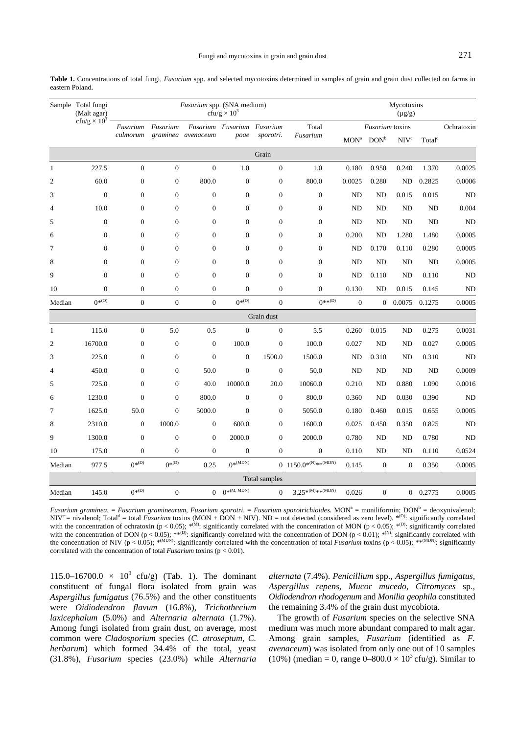**Table 1.** Concentrations of total fungi, *Fusarium* spp. and selected mycotoxins determined in samples of grain and grain dust collected on farms in eastern Poland.

| Sample | Total fungi (Malt agar) cfu/g × $10^3$ | *Fusarium* spp. (SNA medium) cfu/g × $10^3$ | | | | | | Mycotoxins (μg/g) | | | | |
|---|---|---|---|---|---|---|---|---|---|---|---|---|
| | | *Fusarium culmorum* | *Fusarium graminea* | *Fusarium avenaceum* | *Fusarium poae* | *Fusarium sporotri.* | Total *Fusarium* | *Fusarium* toxins | | | | Ochratoxin |
| | | | | | | | | MON[a] | DON[b] | NIV[c] | Total[d] | |
| **Grain** | | | | | | | | | | | | |
| 1 | 227.5 | 0 | 0 | 0 | 1.0 | 0 | 1.0 | 0.180 | 0.950 | 0.240 | 1.370 | 0.0025 |
| 2 | 60.0 | 0 | 0 | 800.0 | 0 | 0 | 800.0 | 0.0025 | 0.280 | ND | 0.2825 | 0.0006 |
| 3 | 0 | 0 | 0 | 0 | 0 | 0 | 0 | ND | ND | 0.015 | 0.015 | ND |
| 4 | 10.0 | 0 | 0 | 0 | 0 | 0 | 0 | ND | ND | ND | ND | 0.004 |
| 5 | 0 | 0 | 0 | 0 | 0 | 0 | 0 | ND | ND | ND | ND | ND |
| 6 | 0 | 0 | 0 | 0 | 0 | 0 | 0 | 0.200 | ND | 1.280 | 1.480 | 0.0005 |
| 7 | 0 | 0 | 0 | 0 | 0 | 0 | 0 | ND | 0.170 | 0.110 | 0.280 | 0.0005 |
| 8 | 0 | 0 | 0 | 0 | 0 | 0 | 0 | ND | ND | ND | ND | 0.0005 |
| 9 | 0 | 0 | 0 | 0 | 0 | 0 | 0 | ND | 0.110 | ND | 0.110 | ND |
| 10 | 0 | 0 | 0 | 0 | 0 | 0 | 0 | 0.130 | ND | 0.015 | 0.145 | ND |
| Median | 0*(O) | 0 | 0 | 0 | 0*(D) | 0 | 0**(D) | 0 | 0 | 0.0075 | 0.1275 | 0.0005 |
| **Grain dust** | | | | | | | | | | | | |
| 1 | 115.0 | 0 | 5.0 | 0.5 | 0 | 0 | 5.5 | 0.260 | 0.015 | ND | 0.275 | 0.0031 |
| 2 | 16700.0 | 0 | 0 | 0 | 100.0 | 0 | 100.0 | 0.027 | ND | ND | 0.027 | 0.0005 |
| 3 | 225.0 | 0 | 0 | 0 | 0 | 1500.0 | 1500.0 | ND | 0.310 | ND | 0.310 | ND |
| 4 | 450.0 | 0 | 0 | 50.0 | 0 | 0 | 50.0 | ND | ND | ND | ND | 0.0009 |
| 5 | 725.0 | 0 | 0 | 40.0 | 10000.0 | 20.0 | 10060.0 | 0.210 | ND | 0.880 | 1.090 | 0.0016 |
| 6 | 1230.0 | 0 | 0 | 800.0 | 0 | 0 | 800.0 | 0.360 | ND | 0.030 | 0.390 | ND |
| 7 | 1625.0 | 50.0 | 0 | 5000.0 | 0 | 0 | 5050.0 | 0.180 | 0.460 | 0.015 | 0.655 | 0.0005 |
| 8 | 2310.0 | 0 | 1000.0 | 0 | 600.0 | 0 | 1600.0 | 0.025 | 0.450 | 0.350 | 0.825 | ND |
| 9 | 1300.0 | 0 | 0 | 0 | 2000.0 | 0 | 2000.0 | 0.780 | ND | ND | 0.780 | ND |
| 10 | 175.0 | 0 | 0 | 0 | 0 | 0 | 0 | 0.110 | ND | ND | 0.110 | 0.0524 |
| Median | 977.5 | 0*(D) | 0*(D) | 0.25 | 0*(MDN) | 0 | 1150.0*(N)**(MDN) | 0.145 | 0 | 0 | 0.350 | 0.0005 |
| **Total samples** | | | | | | | | | | | | |
| Median | 145.0 | 0*(D) | 0 | 0 | 0*(M, MDN) | 0 | 3.25*(M)**(MDN) | 0.026 | 0 | 0 | 0.2775 | 0.0005 |

*Fusarium graminea.* = *Fusarium graminearum*, *Fusarium sporotri.* = *Fusarium sporotrichioides*. MON[a] = moniliformin; DON[b] = deoxynivalenol; NIV[c] = nivalenol; Total[d] = total *Fusarium* toxins (MON + DON + NIV). ND = not detected (considered as zero level). *(O): significantly correlated with the concentration of ochratoxin ($p < 0.05$); *(M): significantly correlated with the concentration of MON ($p < 0.05$); *(D): significantly correlated with the concentration of DON ($p < 0.05$); **(D): significantly correlated with the concentration of DON ($p < 0.01$); *(N): significantly correlated with the concentration of NIV ($p < 0.05$); *(MDN): significantly correlated with the concentration of total *Fusarium* toxins ($p < 0.05$); **(MDN): significantly correlated with the concentration of total *Fusarium* toxins ($p < 0.01$).

115.0–16700.0 × $10^3$ cfu/g) (Tab. 1). The dominant constituent of fungal flora isolated from grain was *Aspergillus fumigatus* (76.5%) and the other constituents were *Oidiodendron flavum* (16.8%), *Trichothecium laxicephalum* (5.0%) and *Alternaria alternata* (1.7%). Among fungi isolated from grain dust, on average, most common were *Cladosporium* species (*C. atroseptum*, *C. herbarum*) which formed 34.4% of the total, yeast (31.8%), *Fusarium* species (23.0%) while *Alternaria alternata* (7.4%). *Penicillium* spp., *Aspergillus fumigatus*, *Aspergillus repens*, *Mucor mucedo*, *Citromyces* sp., *Oidiodendron rhodogenum* and *Monilia geophila* constituted the remaining 3.4% of the grain dust mycobiota.

The growth of *Fusarium* species on the selective SNA medium was much more abundant compared to malt agar. Among grain samples, *Fusarium* (identified as *F. avenaceum*) was isolated from only one out of 10 samples (10%) (median = 0, range 0–800.0 × $10^3$ cfu/g). Similar to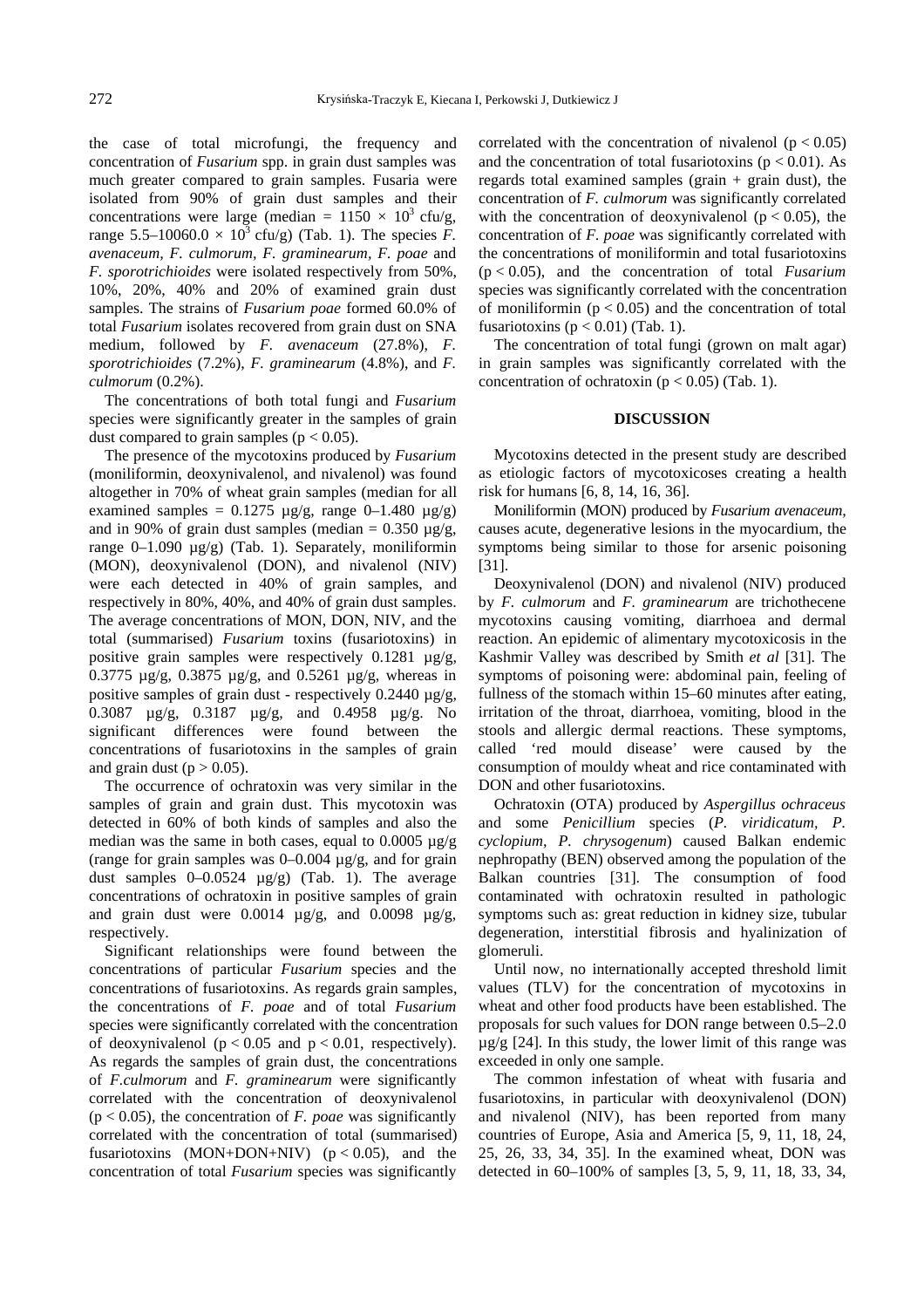the case of total microfungi, the frequency and concentration of *Fusarium* spp. in grain dust samples was much greater compared to grain samples. Fusaria were isolated from 90% of grain dust samples and their concentrations were large (median = $1150 \times 10^3$ cfu/g, range 5.5–10060.0 $\times 10^3$ cfu/g) (Tab. 1). The species *F. avenaceum*, *F. culmorum*, *F. graminearum*, *F. poae* and *F. sporotrichioides* were isolated respectively from 50%, 10%, 20%, 40% and 20% of examined grain dust samples. The strains of *Fusarium poae* formed 60.0% of total *Fusarium* isolates recovered from grain dust on SNA medium, followed by *F. avenaceum* (27.8%), *F. sporotrichioides* (7.2%), *F. graminearum* (4.8%), and *F. culmorum* (0.2%).

The concentrations of both total fungi and *Fusarium* species were significantly greater in the samples of grain dust compared to grain samples ($p < 0.05$).

The presence of the mycotoxins produced by *Fusarium* (moniliformin, deoxynivalenol, and nivalenol) was found altogether in 70% of wheat grain samples (median for all examined samples = 0.1275 µg/g, range 0–1.480 µg/g) and in 90% of grain dust samples (median = 0.350 µg/g, range 0–1.090 µg/g) (Tab. 1). Separately, moniliformin (MON), deoxynivalenol (DON), and nivalenol (NIV) were each detected in 40% of grain samples, and respectively in 80%, 40%, and 40% of grain dust samples. The average concentrations of MON, DON, NIV, and the total (summarised) *Fusarium* toxins (fusariotoxins) in positive grain samples were respectively 0.1281 µg/g, 0.3775 µg/g, 0.3875 µg/g, and 0.5261 µg/g, whereas in positive samples of grain dust - respectively 0.2440 µg/g, 0.3087 µg/g, 0.3187 µg/g, and 0.4958 µg/g. No significant differences were found between the concentrations of fusariotoxins in the samples of grain and grain dust ($p > 0.05$).

The occurrence of ochratoxin was very similar in the samples of grain and grain dust. This mycotoxin was detected in 60% of both kinds of samples and also the median was the same in both cases, equal to 0.0005 µg/g (range for grain samples was 0–0.004 µg/g, and for grain dust samples 0–0.0524 µg/g) (Tab. 1). The average concentrations of ochratoxin in positive samples of grain and grain dust were 0.0014 µg/g, and 0.0098 µg/g, respectively.

Significant relationships were found between the concentrations of particular *Fusarium* species and the concentrations of fusariotoxins. As regards grain samples, the concentrations of *F. poae* and of total *Fusarium* species were significantly correlated with the concentration of deoxynivalenol ($p < 0.05$ and $p < 0.01$, respectively). As regards the samples of grain dust, the concentrations of *F.culmorum* and *F. graminearum* were significantly correlated with the concentration of deoxynivalenol ($p < 0.05$), the concentration of *F. poae* was significantly correlated with the concentration of total (summarised) fusariotoxins (MON+DON+NIV) ($p < 0.05$), and the concentration of total *Fusarium* species was significantly correlated with the concentration of nivalenol ($p < 0.05$) and the concentration of total fusariotoxins ($p < 0.01$). As regards total examined samples (grain + grain dust), the concentration of *F. culmorum* was significantly correlated with the concentration of deoxynivalenol ($p < 0.05$), the concentration of *F. poae* was significantly correlated with the concentrations of moniliformin and total fusariotoxins ($p < 0.05$), and the concentration of total *Fusarium* species was significantly correlated with the concentration of moniliformin ($p < 0.05$) and the concentration of total fusariotoxins ($p < 0.01$) (Tab. 1).

The concentration of total fungi (grown on malt agar) in grain samples was significantly correlated with the concentration of ochratoxin ($p < 0.05$) (Tab. 1).

## DISCUSSION

Mycotoxins detected in the present study are described as etiologic factors of mycotoxicoses creating a health risk for humans [6, 8, 14, 16, 36].

Moniliformin (MON) produced by *Fusarium avenaceum*, causes acute, degenerative lesions in the myocardium, the symptoms being similar to those for arsenic poisoning [31].

Deoxynivalenol (DON) and nivalenol (NIV) produced by *F. culmorum* and *F. graminearum* are trichothecene mycotoxins causing vomiting, diarrhoea and dermal reaction. An epidemic of alimentary mycotoxicosis in the Kashmir Valley was described by Smith *et al* [31]. The symptoms of poisoning were: abdominal pain, feeling of fullness of the stomach within 15–60 minutes after eating, irritation of the throat, diarrhoea, vomiting, blood in the stools and allergic dermal reactions. These symptoms, called 'red mould disease' were caused by the consumption of mouldy wheat and rice contaminated with DON and other fusariotoxins.

Ochratoxin (OTA) produced by *Aspergillus ochraceus* and some *Penicillium* species (*P. viridicatum, P. cyclopium, P. chrysogenum*) caused Balkan endemic nephropathy (BEN) observed among the population of the Balkan countries [31]. The consumption of food contaminated with ochratoxin resulted in pathologic symptoms such as: great reduction in kidney size, tubular degeneration, interstitial fibrosis and hyalinization of glomeruli.

Until now, no internationally accepted threshold limit values (TLV) for the concentration of mycotoxins in wheat and other food products have been established. The proposals for such values for DON range between 0.5–2.0 µg/g [24]. In this study, the lower limit of this range was exceeded in only one sample.

The common infestation of wheat with fusaria and fusariotoxins, in particular with deoxynivalenol (DON) and nivalenol (NIV), has been reported from many countries of Europe, Asia and America [5, 9, 11, 18, 24, 25, 26, 33, 34, 35]. In the examined wheat, DON was detected in 60–100% of samples [3, 5, 9, 11, 18, 33, 34,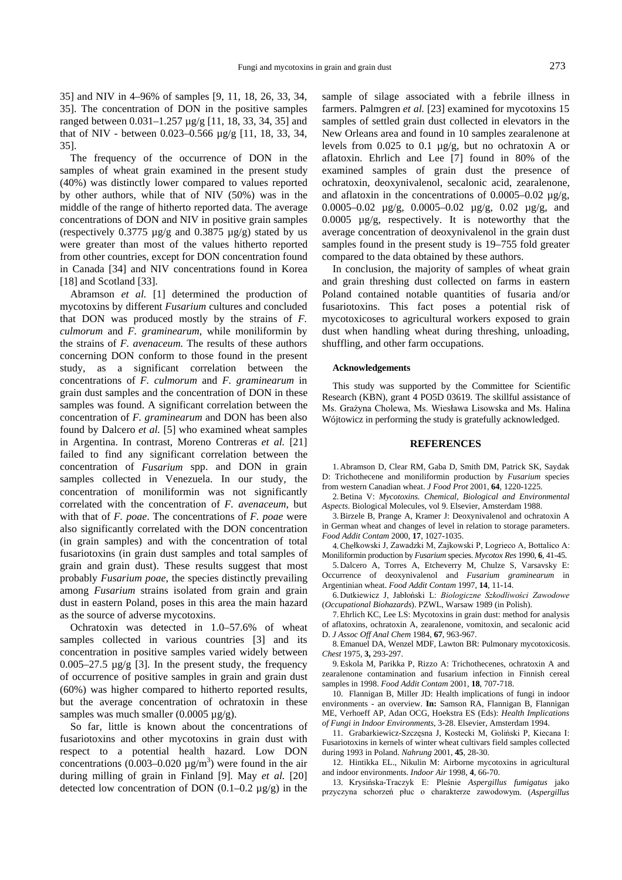35] and NIV in 4–96% of samples [9, 11, 18, 26, 33, 34, 35]. The concentration of DON in the positive samples ranged between 0.031–1.257 µg/g [11, 18, 33, 34, 35] and that of NIV - between 0.023–0.566 µg/g [11, 18, 33, 34, 35].

The frequency of the occurrence of DON in the samples of wheat grain examined in the present study (40%) was distinctly lower compared to values reported by other authors, while that of NIV (50%) was in the middle of the range of hitherto reported data. The average concentrations of DON and NIV in positive grain samples (respectively 0.3775 µg/g and 0.3875 µg/g) stated by us were greater than most of the values hitherto reported from other countries, except for DON concentration found in Canada [34] and NIV concentrations found in Korea [18] and Scotland [33].

Abramson *et al.* [1] determined the production of mycotoxins by different *Fusarium* cultures and concluded that DON was produced mostly by the strains of *F. culmorum* and *F. graminearum*, while moniliformin by the strains of *F. avenaceum.* The results of these authors concerning DON conform to those found in the present study, as a significant correlation between the concentrations of *F. culmorum* and *F. graminearum* in grain dust samples and the concentration of DON in these samples was found. A significant correlation between the concentration of *F. graminearum* and DON has been also found by Dalcero *et al.* [5] who examined wheat samples in Argentina. In contrast, Moreno Contreras *et al.* [21] failed to find any significant correlation between the concentration of *Fusarium* spp. and DON in grain samples collected in Venezuela. In our study, the concentration of moniliformin was not significantly correlated with the concentration of *F. avenaceum*, but with that of *F. poae*. The concentrations of *F. poae* were also significantly correlated with the DON concentration (in grain samples) and with the concentration of total fusariotoxins (in grain dust samples and total samples of grain and grain dust). These results suggest that most probably *Fusarium poae*, the species distinctly prevailing among *Fusarium* strains isolated from grain and grain dust in eastern Poland, poses in this area the main hazard as the source of adverse mycotoxins.

Ochratoxin was detected in 1.0–57.6% of wheat samples collected in various countries [3] and its concentration in positive samples varied widely between 0.005–27.5 µg/g [3]. In the present study, the frequency of occurrence of positive samples in grain and grain dust (60%) was higher compared to hitherto reported results, but the average concentration of ochratoxin in these samples was much smaller (0.0005 µg/g).

So far, little is known about the concentrations of fusariotoxins and other mycotoxins in grain dust with respect to a potential health hazard. Low DON concentrations (0.003–0.020 µg/m$^3$) were found in the air during milling of grain in Finland [9]. May *et al.* [20] detected low concentration of DON (0.1–0.2 µg/g) in the sample of silage associated with a febrile illness in farmers. Palmgren *et al.* [23] examined for mycotoxins 15 samples of settled grain dust collected in elevators in the New Orleans area and found in 10 samples zearalenone at levels from 0.025 to 0.1 µg/g, but no ochratoxin A or aflatoxin. Ehrlich and Lee [7] found in 80% of the examined samples of grain dust the presence of ochratoxin, deoxynivalenol, secalonic acid, zearalenone, and aflatoxin in the concentrations of 0.0005–0.02 µg/g, 0.0005–0.02 µg/g, 0.0005–0.02 µg/g, 0.02 µg/g, and 0.0005 µg/g, respectively. It is noteworthy that the average concentration of deoxynivalenol in the grain dust samples found in the present study is 19–755 fold greater compared to the data obtained by these authors.

In conclusion, the majority of samples of wheat grain and grain threshing dust collected on farms in eastern Poland contained notable quantities of fusaria and/or fusariotoxins. This fact poses a potential risk of mycotoxicoses to agricultural workers exposed to grain dust when handling wheat during threshing, unloading, shuffling, and other farm occupations.

#### Acknowledgements

This study was supported by the Committee for Scientific Research (KBN), grant 4 PO5D 03619. The skillful assistance of Ms. Grażyna Cholewa, Ms. Wiesława Lisowska and Ms. Halina Wójtowicz in performing the study is gratefully acknowledged.

## REFERENCES

1. Abramson D, Clear RM, Gaba D, Smith DM, Patrick SK, Saydak D: Trichothecene and moniliformin production by *Fusarium* species from western Canadian wheat. *J Food Prot* 2001, **64**, 1220-1225.
2. Betina V: *Mycotoxins. Chemical, Biological and Environmental Aspects*. Biological Molecules, vol 9. Elsevier, Amsterdam 1988.
3. Birzele B, Prange A, Kramer J: Deoxynivalenol and ochratoxin A in German wheat and changes of level in relation to storage parameters. *Food Addit Contam* 2000, **17**, 1027-1035.
4. Chełkowski J, Zawadzki M, Zajkowski P, Logrieco A, Bottalico A: Moniliformin production by *Fusarium* species. *Mycotox Res* 1990, **6**, 41-45.
5. Dalcero A, Torres A, Etcheverry M, Chulze S, Varsavsky E: Occurrence of deoxynivalenol and *Fusarium graminearum* in Argentinian wheat. *Food Addit Contam* 1997, **14**, 11-14.
6. Dutkiewicz J, Jabłoński L: *Biologiczne Szkodliwości Zawodowe* (*Occupational Biohazards*). PZWL, Warsaw 1989 (in Polish).
7. Ehrlich KC, Lee LS: Mycotoxins in grain dust: method for analysis of aflatoxins, ochratoxin A, zearalenone, vomitoxin, and secalonic acid D. *J Assoc Off Anal Chem* 1984, **67**, 963-967.
8. Emanuel DA, Wenzel MDF, Lawton BR: Pulmonary mycotoxicosis. *Chest* 1975, **3**, 293-297.
9. Eskola M, Parikka P, Rizzo A: Trichothecenes, ochratoxin A and zearalenone contamination and fusarium infection in Finnish cereal samples in 1998. *Food Addit Contam* 2001, **18**, 707-718.
10. Flannigan B, Miller JD: Health implications of fungi in indoor environments - an overview. **In:** Samson RA, Flannigan B, Flannigan ME, Verhoeff AP, Adan OCG, Hoekstra ES (Eds): *Health Implications of Fungi in Indoor Environments*, 3-28. Elsevier, Amsterdam 1994.
11. Grabarkiewicz-Szczęsna J, Kostecki M, Goliński P, Kiecana I: Fusariotoxins in kernels of winter wheat cultivars field samples collected during 1993 in Poland. *Nahrung* 2001, **45**, 28-30.
12. Hintikka EL., Nikulin M: Airborne mycotoxins in agricultural and indoor environments. *Indoor Air* 1998, **4**, 66-70.
13. Krysińska-Traczyk E: Pleśnie *Aspergillus fumigatus* jako przyczyna schorzeń płuc o charakterze zawodowym. (*Aspergillus*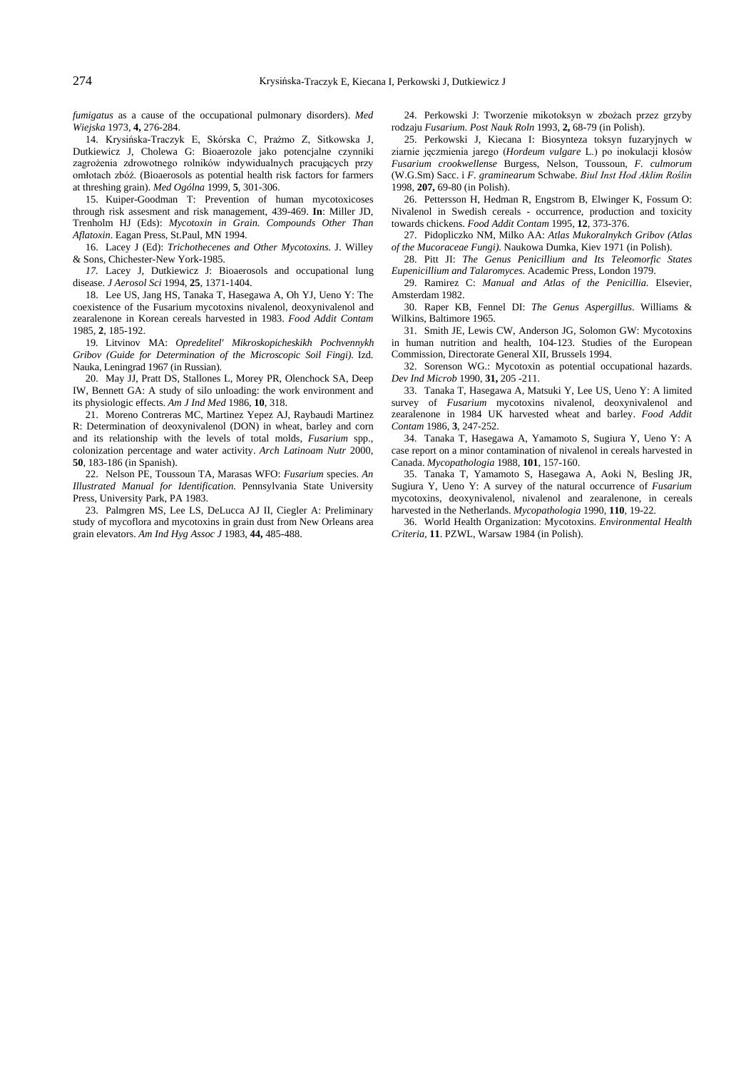*fumigatus* as a cause of the occupational pulmonary disorders). *Med Wiejska* 1973, **4,** 276-284.

14. Krysińska-Traczyk E, Skórska C, Prażmo Z, Sitkowska J, Dutkiewicz J, Cholewa G: Bioaerozole jako potencjalne czynniki zagrożenia zdrowotnego rolników indywidualnych pracujących przy omłotach zbóż. (Bioaerosols as potential health risk factors for farmers at threshing grain). *Med Ogólna* 1999, **5**, 301-306.

15. Kuiper-Goodman T: Prevention of human mycotoxicoses through risk assesment and risk management, 439-469. **In**: Miller JD, Trenholm HJ (Eds): *Mycotoxin in Grain. Compounds Other Than Aflatoxin*. Eagan Press, St.Paul, MN 1994.

16. Lacey J (Ed): *Trichothecenes and Other Mycotoxins.* J. Willey & Sons, Chichester-New York-1985.

*17.* Lacey J, Dutkiewicz J: Bioaerosols and occupational lung disease. *J Aerosol Sci* 1994, **25**, 1371-1404.

18. Lee US, Jang HS, Tanaka T, Hasegawa A, Oh YJ, Ueno Y: The coexistence of the Fusarium mycotoxins nivalenol, deoxynivalenol and zearalenone in Korean cereals harvested in 1983. *Food Addit Contam* 1985, **2**, 185-192.

19. Litvinov MA: *Opredelitel' Mikroskopicheskikh Pochvennykh Gribov (Guide for Determination of the Microscopic Soil Fingi).* Izd. Nauka, Leningrad 1967 (in Russian).

20. May JJ, Pratt DS, Stallones L, Morey PR, Olenchock SA, Deep IW, Bennett GA: A study of silo unloading: the work environment and its physiologic effects. *Am J Ind Med* 1986, **10**, 318.

21. Moreno Contreras MC, Martinez Yepez AJ, Raybaudi Martinez R: Determination of deoxynivalenol (DON) in wheat, barley and corn and its relationship with the levels of total molds, *Fusarium* spp., colonization percentage and water activity. *Arch Latinoam Nutr* 2000, **50**, 183-186 (in Spanish).

22. Nelson PE, Toussoun TA, Marasas WFO: *Fusarium* species. *An Illustrated Manual for Identification.* Pennsylvania State University Press, University Park, PA 1983.

23. Palmgren MS, Lee LS, DeLucca AJ II, Ciegler A: Preliminary study of mycoflora and mycotoxins in grain dust from New Orleans area grain elevators. *Am Ind Hyg Assoc J* 1983, **44,** 485-488.

24. Perkowski J: Tworzenie mikotoksyn w zbożach przez grzyby rodzaju *Fusarium*. *Post Nauk Roln* 1993, **2,** 68-79 (in Polish).

25. Perkowski J, Kiecana I: Biosynteza toksyn fuzaryjnych w ziarnie jęczmienia jarego (*Hordeum vulgare* L.) po inokulacji kłosów *Fusarium crookwellense* Burgess, Nelson, Toussoun, *F. culmorum* (W.G.Sm) Sacc. i *F. graminearum* Schwabe. *Biul Inst Hod Aklim Roślin* 1998, **207,** 69-80 (in Polish).

26. Pettersson H, Hedman R, Engstrom B, Elwinger K, Fossum O: Nivalenol in Swedish cereals - occurrence, production and toxicity towards chickens. *Food Addit Contam* 1995, **12**, 373-376.

27. Pidopliczko NM, Milko AA: *Atlas Mukoralnykch Gribov (Atlas of the Mucoraceae Fungi).* Naukowa Dumka, Kiev 1971 (in Polish).

28. Pitt JI: *The Genus Penicillium and Its Teleomorfic States Eupenicillium and Talaromyces.* Academic Press, London 1979.

29. Ramirez C: *Manual and Atlas of the Penicillia.* Elsevier, Amsterdam 1982.

30. Raper KB, Fennel DI: *The Genus Aspergillus*. Williams & Wilkins, Baltimore 1965.

31. Smith JE, Lewis CW, Anderson JG, Solomon GW: Mycotoxins in human nutrition and health, 104-123. Studies of the European Commission, Directorate General XII, Brussels 1994.

32. Sorenson WG.: Mycotoxin as potential occupational hazards. *Dev Ind Microb* 1990, **31,** 205 -211.

33. Tanaka T, Hasegawa A, Matsuki Y, Lee US, Ueno Y: A limited survey of *Fusarium* mycotoxins nivalenol, deoxynivalenol and zearalenone in 1984 UK harvested wheat and barley. *Food Addit Contam* 1986, **3**, 247-252.

34. Tanaka T, Hasegawa A, Yamamoto S, Sugiura Y, Ueno Y: A case report on a minor contamination of nivalenol in cereals harvested in Canada. *Mycopathologia* 1988, **101**, 157-160.

35. Tanaka T, Yamamoto S, Hasegawa A, Aoki N, Besling JR, Sugiura Y, Ueno Y: A survey of the natural occurrence of *Fusarium* mycotoxins, deoxynivalenol, nivalenol and zearalenone, in cereals harvested in the Netherlands. *Mycopathologia* 1990, **110**, 19-22.

36. World Health Organization: Mycotoxins. *Environmental Health Criteria*, **11**. PZWL, Warsaw 1984 (in Polish).